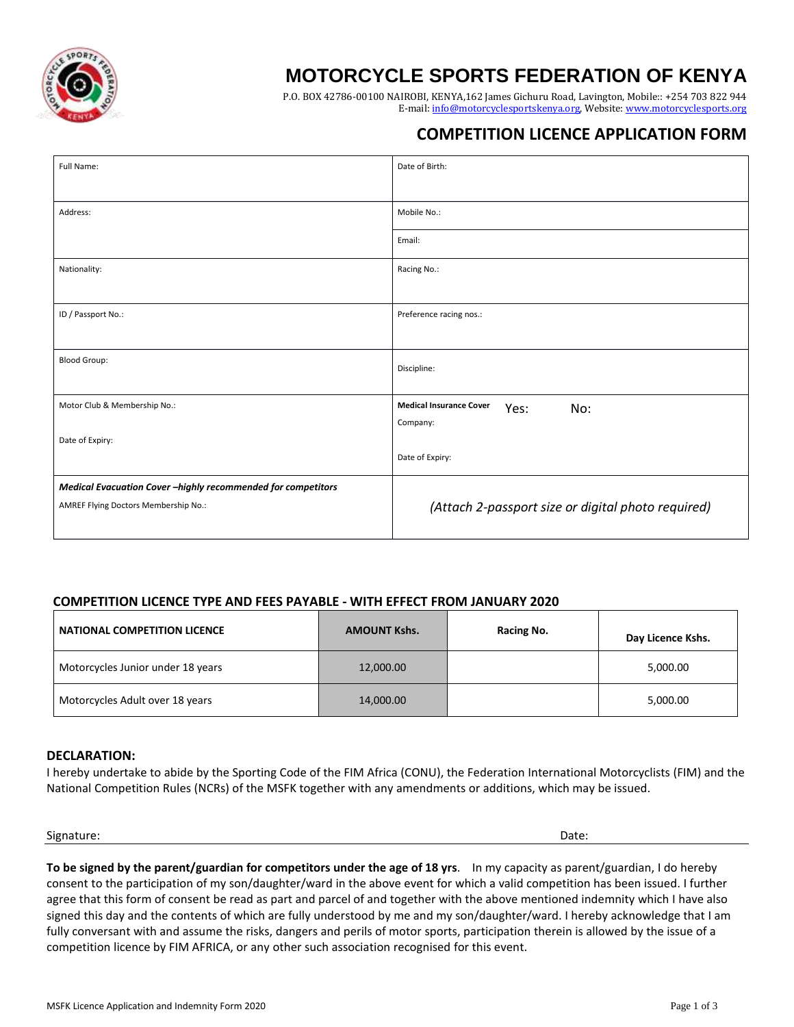# MOTORCYCLE SPORTS FEDERATION OF KENYA

P.O. BOX 42786-00100 NAIROBI, KENYA,162 James Gichuru Road, Lavington, Mobile:: +254 703 822 944
E-mail: info@motorcyclesportskenya.org, Website: www.motorcyclesports.org

## COMPETITION LICENCE APPLICATION FORM

| | |
|---|---|
| Full Name: | Date of Birth: |
| Address: | Mobile No.:<br>Email: |
| Nationality: | Racing No.: |
| ID / Passport No.: | Preference racing nos.: |
| Blood Group: | Discipline: |
| Motor Club & Membership No.:<br><br>Date of Expiry: | **Medical Insurance Cover** Yes: No:<br>Company:<br><br>Date of Expiry: |
| ***Medical Evacuation Cover –highly recommended for competitors***<br>AMREF Flying Doctors Membership No.: | *(Attach 2-passport size or digital photo required)* |

### COMPETITION LICENCE TYPE AND FEES PAYABLE - WITH EFFECT FROM JANUARY 2020

| NATIONAL COMPETITION LICENCE | AMOUNT Kshs. | Racing No. | Day Licence Kshs. |
|---|---|---|---|
| Motorcycles Junior under 18 years | 12,000.00 | | 5,000.00 |
| Motorcycles Adult over 18 years | 14,000.00 | | 5,000.00 |

### DECLARATION:

I hereby undertake to abide by the Sporting Code of the FIM Africa (CONU), the Federation International Motorcyclists (FIM) and the National Competition Rules (NCRs) of the MSFK together with any amendments or additions, which may be issued.

Signature: Date:

**To be signed by the parent/guardian for competitors under the age of 18 yrs**. In my capacity as parent/guardian, I do hereby consent to the participation of my son/daughter/ward in the above event for which a valid competition has been issued. I further agree that this form of consent be read as part and parcel of and together with the above mentioned indemnity which I have also signed this day and the contents of which are fully understood by me and my son/daughter/ward. I hereby acknowledge that I am fully conversant with and assume the risks, dangers and perils of motor sports, participation therein is allowed by the issue of a competition licence by FIM AFRICA, or any other such association recognised for this event.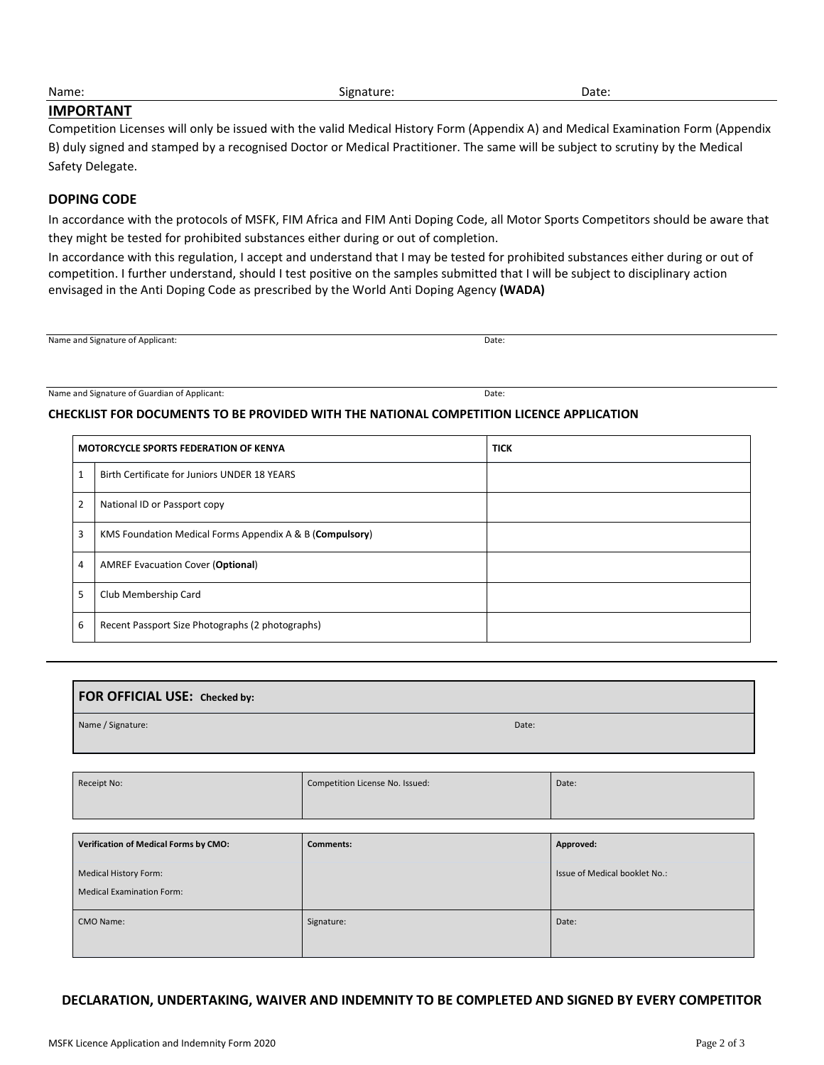Name: Signature: Date:

## IMPORTANT

Competition Licenses will only be issued with the valid Medical History Form (Appendix A) and Medical Examination Form (Appendix B) duly signed and stamped by a recognised Doctor or Medical Practitioner. The same will be subject to scrutiny by the Medical Safety Delegate.

### DOPING CODE

In accordance with the protocols of MSFK, FIM Africa and FIM Anti Doping Code, all Motor Sports Competitors should be aware that they might be tested for prohibited substances either during or out of completion.

In accordance with this regulation, I accept and understand that I may be tested for prohibited substances either during or out of competition. I further understand, should I test positive on the samples submitted that I will be subject to disciplinary action envisaged in the Anti Doping Code as prescribed by the World Anti Doping Agency **(WADA)**

Name and Signature of Applicant: Date:

Name and Signature of Guardian of Applicant: Date:

**CHECKLIST FOR DOCUMENTS TO BE PROVIDED WITH THE NATIONAL COMPETITION LICENCE APPLICATION**

| MOTORCYCLE SPORTS FEDERATION OF KENYA | | TICK |
|---|---|---|
| 1 | Birth Certificate for Juniors UNDER 18 YEARS | |
| 2 | National ID or Passport copy | |
| 3 | KMS Foundation Medical Forms Appendix A & B (**Compulsory**) | |
| 4 | AMREF Evacuation Cover (**Optional**) | |
| 5 | Club Membership Card | |
| 6 | Recent Passport Size Photographs (2 photographs) | |

**FOR OFFICIAL USE: Checked by:**

Name / Signature: Date:

| Receipt No: | Competition License No. Issued: | Date: |
|---|---|---|

| Verification of Medical Forms by CMO: | Comments: | Approved: |
|---|---|---|
| Medical History Form:<br>Medical Examination Form: | | Issue of Medical booklet No.: |
| CMO Name: | Signature: | Date: |

**DECLARATION, UNDERTAKING, WAIVER AND INDEMNITY TO BE COMPLETED AND SIGNED BY EVERY COMPETITOR**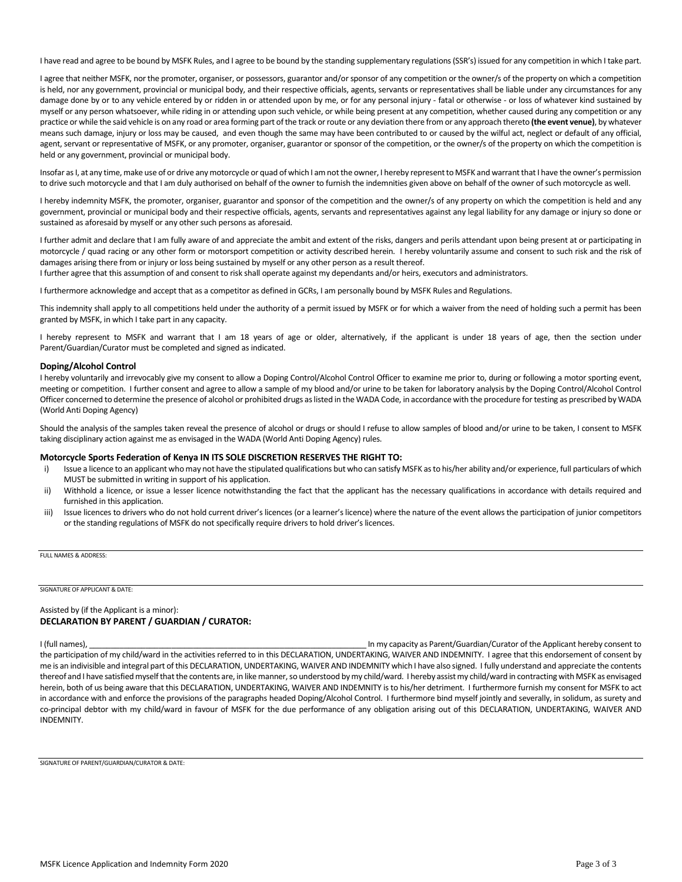I have read and agree to be bound by MSFK Rules, and I agree to be bound by the standing supplementary regulations (SSR's) issued for any competition in which I take part.

I agree that neither MSFK, nor the promoter, organiser, or possessors, guarantor and/or sponsor of any competition or the owner/s of the property on which a competition is held, nor any government, provincial or municipal body, and their respective officials, agents, servants or representatives shall be liable under any circumstances for any damage done by or to any vehicle entered by or ridden in or attended upon by me, or for any personal injury - fatal or otherwise - or loss of whatever kind sustained by myself or any person whatsoever, while riding in or attending upon such vehicle, or while being present at any competition, whether caused during any competition or any practice or while the said vehicle is on any road or area forming part of the track or route or any deviation there from or any approach thereto **(the event venue)**, by whatever means such damage, injury or loss may be caused, and even though the same may have been contributed to or caused by the wilful act, neglect or default of any official, agent, servant or representative of MSFK, or any promoter, organiser, guarantor or sponsor of the competition, or the owner/s of the property on which the competition is held or any government, provincial or municipal body.

Insofar as I, at any time, make use of or drive any motorcycle or quad of which I am not the owner, I hereby represent to MSFK and warrant that I have the owner's permission to drive such motorcycle and that I am duly authorised on behalf of the owner to furnish the indemnities given above on behalf of the owner of such motorcycle as well.

I hereby indemnity MSFK, the promoter, organiser, guarantor and sponsor of the competition and the owner/s of any property on which the competition is held and any government, provincial or municipal body and their respective officials, agents, servants and representatives against any legal liability for any damage or injury so done or sustained as aforesaid by myself or any other such persons as aforesaid.

I further admit and declare that I am fully aware of and appreciate the ambit and extent of the risks, dangers and perils attendant upon being present at or participating in motorcycle / quad racing or any other form or motorsport competition or activity described herein. I hereby voluntarily assume and consent to such risk and the risk of damages arising there from or injury or loss being sustained by myself or any other person as a result thereof.
I further agree that this assumption of and consent to risk shall operate against my dependants and/or heirs, executors and administrators.

I furthermore acknowledge and accept that as a competitor as defined in GCRs, I am personally bound by MSFK Rules and Regulations.

This indemnity shall apply to all competitions held under the authority of a permit issued by MSFK or for which a waiver from the need of holding such a permit has been granted by MSFK, in which I take part in any capacity.

I hereby represent to MSFK and warrant that I am 18 years of age or older, alternatively, if the applicant is under 18 years of age, then the section under Parent/Guardian/Curator must be completed and signed as indicated.

### Doping/Alcohol Control

I hereby voluntarily and irrevocably give my consent to allow a Doping Control/Alcohol Control Officer to examine me prior to, during or following a motor sporting event, meeting or competition. I further consent and agree to allow a sample of my blood and/or urine to be taken for laboratory analysis by the Doping Control/Alcohol Control Officer concerned to determine the presence of alcohol or prohibited drugs as listed in the WADA Code, in accordance with the procedure for testing as prescribed by WADA (World Anti Doping Agency)

Should the analysis of the samples taken reveal the presence of alcohol or drugs or should I refuse to allow samples of blood and/or urine to be taken, I consent to MSFK taking disciplinary action against me as envisaged in the WADA (World Anti Doping Agency) rules.

### Motorcycle Sports Federation of Kenya IN ITS SOLE DISCRETION RESERVES THE RIGHT TO:

i) Issue a licence to an applicant who may not have the stipulated qualifications but who can satisfy MSFK as to his/her ability and/or experience, full particulars of which MUST be submitted in writing in support of his application.
ii) Withhold a licence, or issue a lesser licence notwithstanding the fact that the applicant has the necessary qualifications in accordance with details required and furnished in this application.
iii) Issue licences to drivers who do not hold current driver's licences (or a learner's licence) where the nature of the event allows the participation of junior competitors or the standing regulations of MSFK do not specifically require drivers to hold driver's licences.

FULL NAMES & ADDRESS:

SIGNATURE OF APPLICANT & DATE:

Assisted by (if the Applicant is a minor):

### DECLARATION BY PARENT / GUARDIAN / CURATOR:

I (full names), ________________________________________________________________ In my capacity as Parent/Guardian/Curator of the Applicant hereby consent to the participation of my child/ward in the activities referred to in this DECLARATION, UNDERTAKING, WAIVER AND INDEMNITY. I agree that this endorsement of consent by me is an indivisible and integral part of this DECLARATION, UNDERTAKING, WAIVER AND INDEMNITY which I have also signed. I fully understand and appreciate the contents thereof and I have satisfied myself that the contents are, in like manner, so understood by my child/ward. I hereby assist my child/ward in contracting with MSFK as envisaged herein, both of us being aware that this DECLARATION, UNDERTAKING, WAIVER AND INDEMNITY is to his/her detriment. I furthermore furnish my consent for MSFK to act in accordance with and enforce the provisions of the paragraphs headed Doping/Alcohol Control. I furthermore bind myself jointly and severally, in solidum, as surety and co-principal debtor with my child/ward in favour of MSFK for the due performance of any obligation arising out of this DECLARATION, UNDERTAKING, WAIVER AND INDEMNITY.

SIGNATURE OF PARENT/GUARDIAN/CURATOR & DATE:

MSFK Licence Application and Indemnity Form 2020